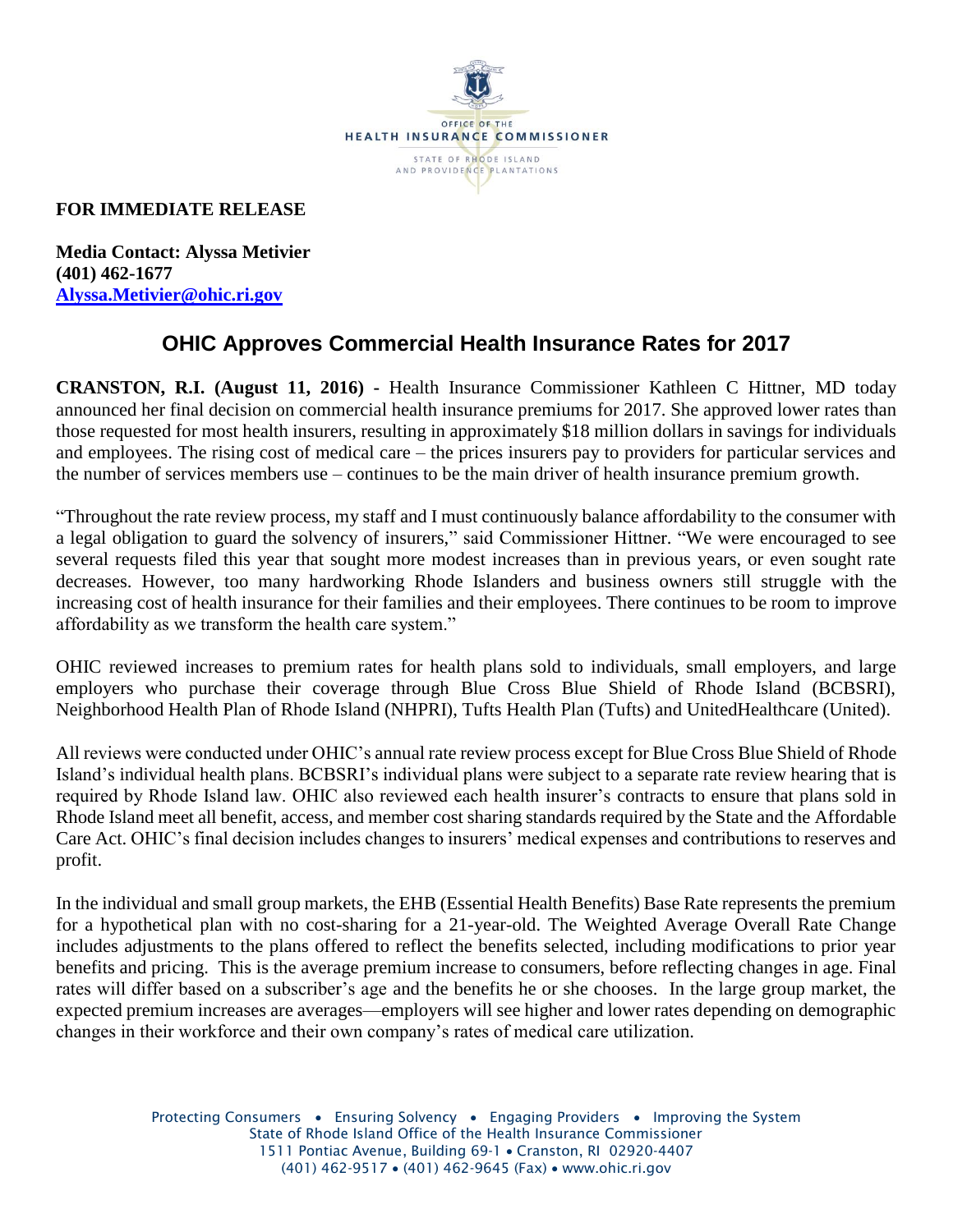**FOR IMMEDIATE RELEASE**

**Media Contact: Alyssa Metivier**
**(401) 462-1677**
**Alyssa.Metivier@ohic.ri.gov**

# OHIC Approves Commercial Health Insurance Rates for 2017

**CRANSTON, R.I. (August 11, 2016) -** Health Insurance Commissioner Kathleen C Hittner, MD today announced her final decision on commercial health insurance premiums for 2017. She approved lower rates than those requested for most health insurers, resulting in approximately $18 million dollars in savings for individuals and employees. The rising cost of medical care – the prices insurers pay to providers for particular services and the number of services members use – continues to be the main driver of health insurance premium growth.

"Throughout the rate review process, my staff and I must continuously balance affordability to the consumer with a legal obligation to guard the solvency of insurers," said Commissioner Hittner. "We were encouraged to see several requests filed this year that sought more modest increases than in previous years, or even sought rate decreases. However, too many hardworking Rhode Islanders and business owners still struggle with the increasing cost of health insurance for their families and their employees. There continues to be room to improve affordability as we transform the health care system."

OHIC reviewed increases to premium rates for health plans sold to individuals, small employers, and large employers who purchase their coverage through Blue Cross Blue Shield of Rhode Island (BCBSRI), Neighborhood Health Plan of Rhode Island (NHPRI), Tufts Health Plan (Tufts) and UnitedHealthcare (United).

All reviews were conducted under OHIC's annual rate review process except for Blue Cross Blue Shield of Rhode Island's individual health plans. BCBSRI's individual plans were subject to a separate rate review hearing that is required by Rhode Island law. OHIC also reviewed each health insurer's contracts to ensure that plans sold in Rhode Island meet all benefit, access, and member cost sharing standards required by the State and the Affordable Care Act. OHIC's final decision includes changes to insurers' medical expenses and contributions to reserves and profit.

In the individual and small group markets, the EHB (Essential Health Benefits) Base Rate represents the premium for a hypothetical plan with no cost-sharing for a 21-year-old. The Weighted Average Overall Rate Change includes adjustments to the plans offered to reflect the benefits selected, including modifications to prior year benefits and pricing. This is the average premium increase to consumers, before reflecting changes in age. Final rates will differ based on a subscriber's age and the benefits he or she chooses. In the large group market, the expected premium increases are averages—employers will see higher and lower rates depending on demographic changes in their workforce and their own company's rates of medical care utilization.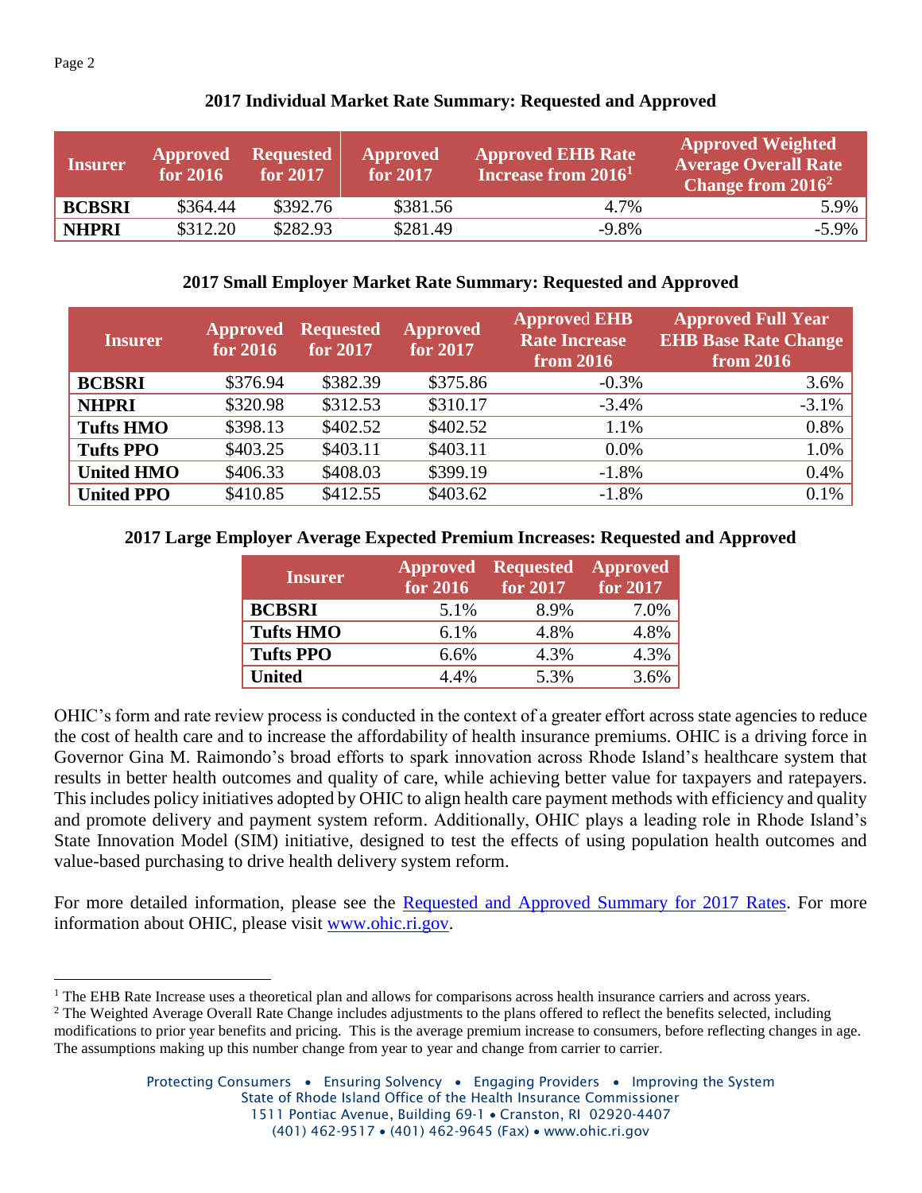**2017 Individual Market Rate Summary: Requested and Approved**

| Insurer | Approved for 2016 | Requested for 2017 | Approved for 2017 | Approved EHB Rate Increase from 2016[1] | Approved Weighted Average Overall Rate Change from 2016[2] |
|---|---|---|---|---|---|
| **BCBSRI** | $364.44 | $392.76 | $381.56 | 4.7% | 5.9% |
| **NHPRI** | $312.20 | $282.93 | $281.49 | -9.8% | -5.9% |

**2017 Small Employer Market Rate Summary: Requested and Approved**

| Insurer | Approved for 2016 | Requested for 2017 | Approved for 2017 | Approved EHB Rate Increase from 2016 | Approved Full Year EHB Base Rate Change from 2016 |
|---|---|---|---|---|---|
| **BCBSRI** | $376.94 | $382.39 | $375.86 | -0.3% | 3.6% |
| **NHPRI** | $320.98 | $312.53 | $310.17 | -3.4% | -3.1% |
| **Tufts HMO** | $398.13 | $402.52 | $402.52 | 1.1% | 0.8% |
| **Tufts PPO** | $403.25 | $403.11 | $403.11 | 0.0% | 1.0% |
| **United HMO** | $406.33 | $408.03 | $399.19 | -1.8% | 0.4% |
| **United PPO** | $410.85 | $412.55 | $403.62 | -1.8% | 0.1% |

**2017 Large Employer Average Expected Premium Increases: Requested and Approved**

| Insurer | Approved for 2016 | Requested for 2017 | Approved for 2017 |
|---|---|---|---|
| **BCBSRI** | 5.1% | 8.9% | 7.0% |
| **Tufts HMO** | 6.1% | 4.8% | 4.8% |
| **Tufts PPO** | 6.6% | 4.3% | 4.3% |
| **United** | 4.4% | 5.3% | 3.6% |

OHIC's form and rate review process is conducted in the context of a greater effort across state agencies to reduce the cost of health care and to increase the affordability of health insurance premiums. OHIC is a driving force in Governor Gina M. Raimondo's broad efforts to spark innovation across Rhode Island's healthcare system that results in better health outcomes and quality of care, while achieving better value for taxpayers and ratepayers. This includes policy initiatives adopted by OHIC to align health care payment methods with efficiency and quality and promote delivery and payment system reform. Additionally, OHIC plays a leading role in Rhode Island's State Innovation Model (SIM) initiative, designed to test the effects of using population health outcomes and value-based purchasing to drive health delivery system reform.

For more detailed information, please see the Requested and Approved Summary for 2017 Rates. For more information about OHIC, please visit www.ohic.ri.gov.

[1] The EHB Rate Increase uses a theoretical plan and allows for comparisons across health insurance carriers and across years.

[2] The Weighted Average Overall Rate Change includes adjustments to the plans offered to reflect the benefits selected, including modifications to prior year benefits and pricing. This is the average premium increase to consumers, before reflecting changes in age. The assumptions making up this number change from year to year and change from carrier to carrier.

Protecting Consumers • Ensuring Solvency • Engaging Providers • Improving the System
State of Rhode Island Office of the Health Insurance Commissioner
1511 Pontiac Avenue, Building 69-1 • Cranston, RI 02920-4407
(401) 462-9517 • (401) 462-9645 (Fax) • www.ohic.ri.gov